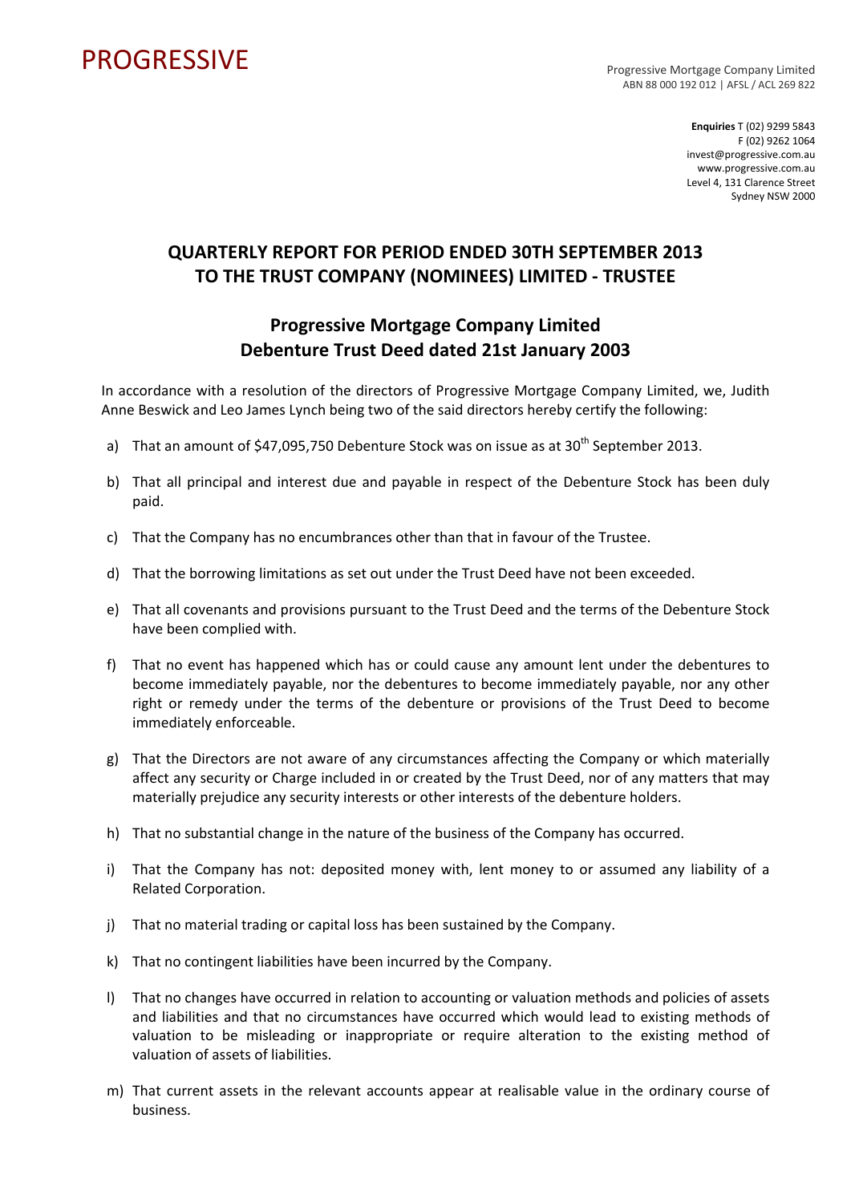# PROGRESSIVE

Progressive Mortgage Company Limited
ABN 88 000 192 012 | AFSL / ACL 269 822

**Enquiries** T (02) 9299 5843
F (02) 9262 1064
invest@progressive.com.au
www.progressive.com.au
Level 4, 131 Clarence Street
Sydney NSW 2000

## QUARTERLY REPORT FOR PERIOD ENDED 30TH SEPTEMBER 2013 TO THE TRUST COMPANY (NOMINEES) LIMITED - TRUSTEE

## Progressive Mortgage Company Limited Debenture Trust Deed dated 21st January 2003

In accordance with a resolution of the directors of Progressive Mortgage Company Limited, we, Judith Anne Beswick and Leo James Lynch being two of the said directors hereby certify the following:

a) That an amount of $47,095,750 Debenture Stock was on issue as at 30th September 2013.

b) That all principal and interest due and payable in respect of the Debenture Stock has been duly paid.

c) That the Company has no encumbrances other than that in favour of the Trustee.

d) That the borrowing limitations as set out under the Trust Deed have not been exceeded.

e) That all covenants and provisions pursuant to the Trust Deed and the terms of the Debenture Stock have been complied with.

f) That no event has happened which has or could cause any amount lent under the debentures to become immediately payable, nor the debentures to become immediately payable, nor any other right or remedy under the terms of the debenture or provisions of the Trust Deed to become immediately enforceable.

g) That the Directors are not aware of any circumstances affecting the Company or which materially affect any security or Charge included in or created by the Trust Deed, nor of any matters that may materially prejudice any security interests or other interests of the debenture holders.

h) That no substantial change in the nature of the business of the Company has occurred.

i) That the Company has not: deposited money with, lent money to or assumed any liability of a Related Corporation.

j) That no material trading or capital loss has been sustained by the Company.

k) That no contingent liabilities have been incurred by the Company.

l) That no changes have occurred in relation to accounting or valuation methods and policies of assets and liabilities and that no circumstances have occurred which would lead to existing methods of valuation to be misleading or inappropriate or require alteration to the existing method of valuation of assets of liabilities.

m) That current assets in the relevant accounts appear at realisable value in the ordinary course of business.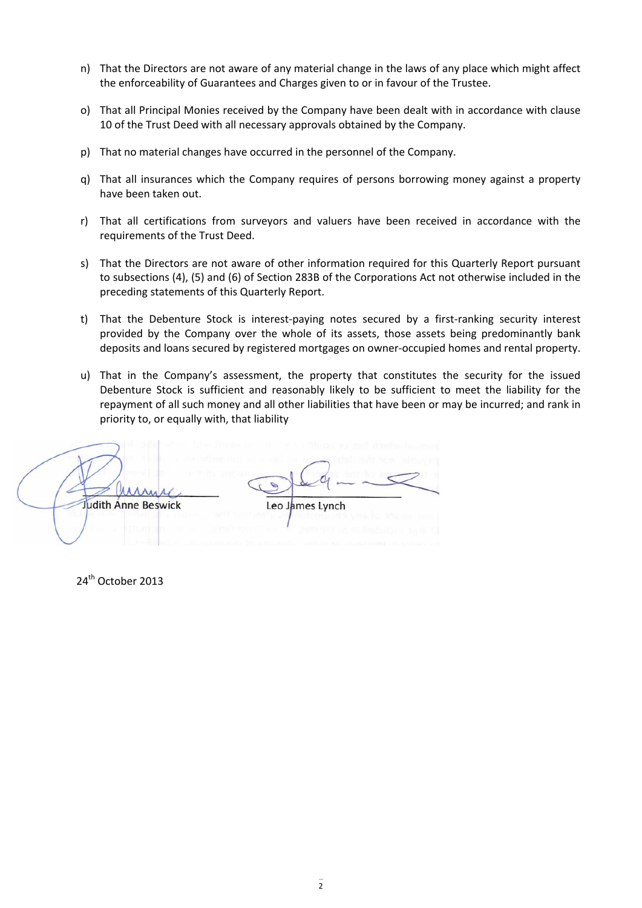n) That the Directors are not aware of any material change in the laws of any place which might affect the enforceability of Guarantees and Charges given to or in favour of the Trustee.

o) That all Principal Monies received by the Company have been dealt with in accordance with clause 10 of the Trust Deed with all necessary approvals obtained by the Company.

p) That no material changes have occurred in the personnel of the Company.

q) That all insurances which the Company requires of persons borrowing money against a property have been taken out.

r) That all certifications from surveyors and valuers have been received in accordance with the requirements of the Trust Deed.

s) That the Directors are not aware of other information required for this Quarterly Report pursuant to subsections (4), (5) and (6) of Section 283B of the Corporations Act not otherwise included in the preceding statements of this Quarterly Report.

t) That the Debenture Stock is interest-paying notes secured by a first-ranking security interest provided by the Company over the whole of its assets, those assets being predominantly bank deposits and loans secured by registered mortgages on owner-occupied homes and rental property.

u) That in the Company's assessment, the property that constitutes the security for the issued Debenture Stock is sufficient and reasonably likely to be sufficient to meet the liability for the repayment of all such money and all other liabilities that have been or may be incurred; and rank in priority to, or equally with, that liability

Judith Anne Beswick

Leo James Lynch

24th October 2013